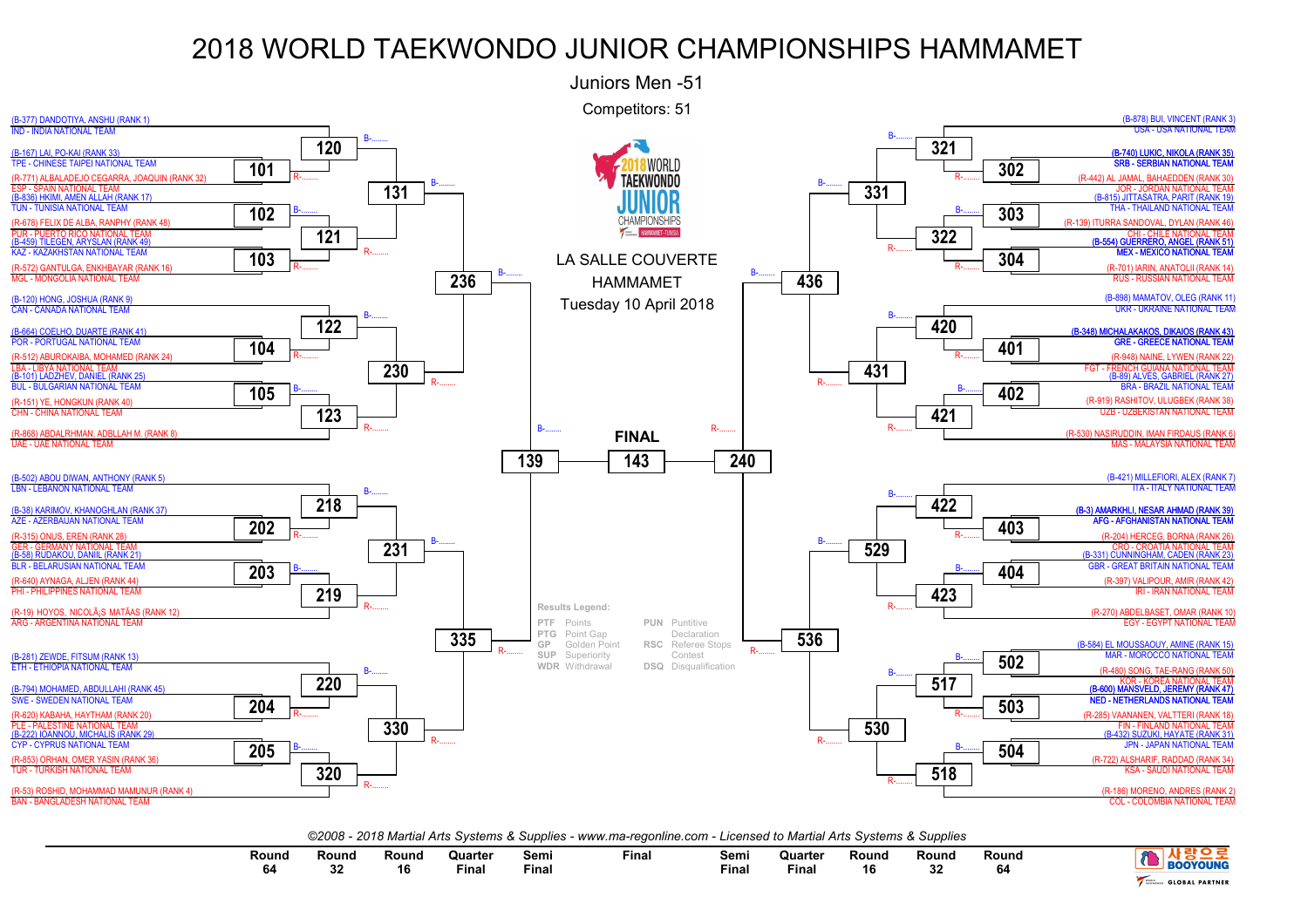# 2018 WORLD TAEKWONDO JUNIOR CHAMPIONSHIPS HAMMAMET

## Juniors Men -51

Competitors: 51

LA SALLE COUVERTE
HAMMAMET
Tuesday 10 April 2018

### Left side of bracket

| Competitor | Team |
|---|---|
| (B-377) DANDOTIYA, ANSHU (RANK 1) | IND - INDIA NATIONAL TEAM |
| (B-167) LAI, PO-KAI (RANK 33) | TPE - CHINESE TAIPEI NATIONAL TEAM |
| (R-771) ALBALADEJO CEGARRA, JOAQUIN (RANK 32) | ESP - SPAIN NATIONAL TEAM |
| (B-836) HKIMI, AMEN ALLAH (RANK 17) | TUN - TUNISIA NATIONAL TEAM |
| (R-678) FELIX DE ALBA, RANPHY (RANK 48) | PUR - PUERTO RICO NATIONAL TEAM |
| (B-459) TILEGEN, ARYSLAN (RANK 49) | KAZ - KAZAKHSTAN NATIONAL TEAM |
| (R-572) GANTULGA, ENKHBAYAR (RANK 16) | MGL - MONGOLIA NATIONAL TEAM |
| (B-120) HONG, JOSHUA (RANK 9) | CAN - CANADA NATIONAL TEAM |
| (B-664) COELHO, DUARTE (RANK 41) | POR - PORTUGAL NATIONAL TEAM |
| (R-512) ABUROKAIBA, MOHAMED (RANK 24) | LBA - LIBYA NATIONAL TEAM |
| (B-101) LADZHEV, DANIEL (RANK 25) | BUL - BULGARIAN NATIONAL TEAM |
| (R-151) YE, HONGKUN (RANK 40) | CHN - CHINA NATIONAL TEAM |
| (R-868) ABDALRHMAN, ADBLLAH M. (RANK 8) | UAE - UAE NATIONAL TEAM |
| (B-502) ABOU DIWAN, ANTHONY (RANK 5) | LBN - LEBANON NATIONAL TEAM |
| (B-38) KARIMOV, KHANOGHLAN (RANK 37) | AZE - AZERBAIJAN NATIONAL TEAM |
| (R-315) ONUS, EREN (RANK 28) | GER - GERMANY NATIONAL TEAM |
| (B-58) RUDAKOU, DANIIL (RANK 21) | BLR - BELARUSIAN NATIONAL TEAM |
| (R-640) AYNAGA, ALJEN (RANK 44) | PHI - PHILIPPINES NATIONAL TEAM |
| (R-19) HOYOS, NICOLÃ¡S MATÃAS (RANK 12) | ARG - ARGENTINA NATIONAL TEAM |
| (B-281) ZEWDE, FITSUM (RANK 13) | ETH - ETHIOPIA NATIONAL TEAM |
| (B-794) MOHAMED, ABDULLAHI (RANK 45) | SWE - SWEDEN NATIONAL TEAM |
| (R-620) KABAHA, HAYTHAM (RANK 20) | PLE - PALESTINE NATIONAL TEAM |
| (B-222) IOANNOU, MICHALIS (RANK 29) | CYP - CYPRUS NATIONAL TEAM |
| (R-853) ORHAN, OMER YASIN (RANK 36) | TUR - TURKISH NATIONAL TEAM |
| (R-53) ROSHID, MOHAMMAD MAMUNUR (RANK 4) | BAN - BANGLADESH NATIONAL TEAM |

Left side matches: Round 64: 101, 102, 103, 104, 105, 202, 203, 204, 205; Round 32: 120, 121, 122, 123, 218, 219, 220, 320; Round 16: 131, 230, 231, 330; Quarter Final: 236, 335; Semi Final: 139

### FINAL

139 — **143** — 240

### Right side of bracket

| Competitor | Team |
|---|---|
| (B-878) BUI, VINCENT (RANK 3) | USA - USA NATIONAL TEAM |
| **(B-740) LUKIC, NIKOLA (RANK 35)** | **SRB - SERBIAN NATIONAL TEAM** |
| (R-442) AL JAMAL, BAHAEDDEN (RANK 30) | JOR - JORDAN NATIONAL TEAM |
| (B-815) JITTASATRA, PARIT (RANK 19) | THA - THAILAND NATIONAL TEAM |
| (R-139) ITURRA SANDOVAL, DYLAN (RANK 46) | CHI - CHILE NATIONAL TEAM |
| **(B-554) GUERRERO, ANGEL (RANK 51)** | **MEX - MEXICO NATIONAL TEAM** |
| (R-701) IARIN, ANATOLII (RANK 14) | RUS - RUSSIAN NATIONAL TEAM |
| (B-898) MAMATOV, OLEG (RANK 11) | UKR - UKRAINE NATIONAL TEAM |
| **(B-348) MICHALAKAKOS, DIKAIOS (RANK 43)** | **GRE - GREECE NATIONAL TEAM** |
| (R-948) NAINE, LYWEN (RANK 22) | FGT - FRENCH GUIANA NATIONAL TEAM |
| (B-89) ALVES, GABRIEL (RANK 27) | BRA - BRAZIL NATIONAL TEAM |
| (R-919) RASHITOV, ULUGBEK (RANK 38) | UZB - UZBEKISTAN NATIONAL TEAM |
| (R-530) NASIRUDDIN, IMAN FIRDAUS (RANK 6) | MAS - MALAYSIA NATIONAL TEAM |
| (B-421) MILLEFIORI, ALEX (RANK 7) | ITA - ITALY NATIONAL TEAM |
| **(B-3) AMARKHLI, NESAR AHMAD (RANK 39)** | **AFG - AFGHANISTAN NATIONAL TEAM** |
| (R-204) HERCEG, BORNA (RANK 26) | CRO - CROATIA NATIONAL TEAM |
| (B-331) CUNNINGHAM, CADEN (RANK 23) | GBR - GREAT BRITAIN NATIONAL TEAM |
| (R-397) VALIPOUR, AMIR (RANK 42) | IRI - IRAN NATIONAL TEAM |
| (R-270) ABDELBASET, OMAR (RANK 10) | EGY - EGYPT NATIONAL TEAM |
| (B-584) EL MOUSSAOUY, AMINE (RANK 15) | MAR - MOROCCO NATIONAL TEAM |
| (R-480) SONG, TAE-RANG (RANK 50) | KOR - KOREA NATIONAL TEAM |
| **(B-600) MANSVELD, JEREMY (RANK 47)** | **NED - NETHERLANDS NATIONAL TEAM** |
| (R-285) VAANANEN, VALTTERI (RANK 18) | FIN - FINLAND NATIONAL TEAM |
| (B-432) SUZUKI, HAYATE (RANK 31) | JPN - JAPAN NATIONAL TEAM |
| (R-722) ALSHARIF, RADDAD (RANK 34) | KSA - SAUDI NATIONAL TEAM |
| (R-186) MORENO, ANDRES (RANK 2) | COL - COLOMBIA NATIONAL TEAM |

Right side matches: Round 64: 302, 303, 304, 401, 402, 403, 404, 502, 503, 504; Round 32: 321, 322, 420, 421, 422, 423, 517, 518; Round 16: 331, 431, 529, 530; Quarter Final: 436, 536; Semi Final: 240

**Results Legend:**

| Code | Meaning | Code | Meaning |
|---|---|---|---|
| PTF | Points | PUN | Puntitive Declaration |
| PTG | Point Gap | RSC | Referee Stops Contest |
| GP | Golden Point | DSQ | Disqualification |
| SUP | Superiority | | |
| WDR | Withdrawal | | |

*©2008 - 2018 Martial Arts Systems & Supplies - www.ma-regonline.com - Licensed to Martial Arts Systems & Supplies*

| Round 64 | Round 32 | Round 16 | Quarter Final | Semi Final | Final | Semi Final | Quarter Final | Round 16 | Round 32 | Round 64 |
|---|---|---|---|---|---|---|---|---|---|---|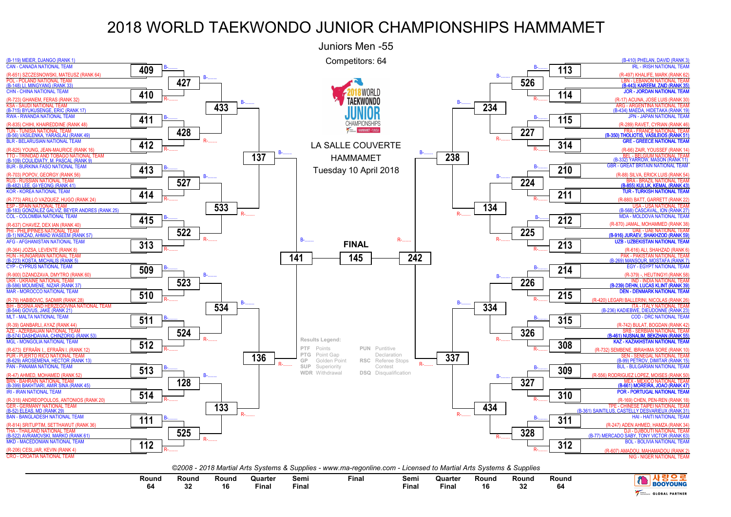# 2018 WORLD TAEKWONDO JUNIOR CHAMPIONSHIPS HAMMAMET

## Juniors Men -55

Competitors: 64

LA SALLE COUVERTE
HAMMAMET
Tuesday 10 April 2018

### Left side of bracket

| Match | Blue (B) | Red (R) |
|---|---|---|
| 409 | (B-119) MEIER, DJANGO (RANK 1) CAN - CANADA NATIONAL TEAM | (R-651) SZCZESNOWSKI, MATEUSZ (RANK 64) POL - POLAND NATIONAL TEAM |
| 410 | (B-148) LI, MINGYANG (RANK 33) CHN - CHINA NATIONAL TEAM | (R-723) GHANEM, FERAS (RANK 32) KSA - SAUDI NATIONAL TEAM |
| 411 | (B-715) BYUKUSENGE, ERIC (RANK 17) RWA - RWANDA NATIONAL TEAM | (R-835) CHIHI, KHAIREDDINE (RANK 48) TUN - TUNISIA NATIONAL TEAM |
| 412 | (B-56) VASILENKA, YARASLAU (RANK 49) BLR - BELARUSIAN NATIONAL TEAM | (R-825) YOUNG, JEAN-MAURICE (RANK 16) TTO - TRINIDAD AND TOBAGO NATIONAL TEAM |
| 413 | (B-109) COULIDIATY, M. PASCAL (RANK 9) BUR - BURKINA FASO NATIONAL TEAM | (R-703) POPOV, GEORGY (RANK 56) RUS - RUSSIAN NATIONAL TEAM |
| 414 | (B-482) LEE, GI-YEONG (RANK 41) KOR - KOREA NATIONAL TEAM | (R-773) ARILLO VAZQUEZ, HUGO (RANK 24) ESP - SPAIN NATIONAL TEAM |
| 415 | (B-183) GONZALEZ GALVIZ, BEYER ANDRES (RANK 25) COL - COLOMBIA NATIONAL TEAM | (R-637) CHAVEZ, DEX IAN (RANK 40) PHI - PHILIPPINES NATIONAL TEAM |
| 313 | (B-1) NIKZAD, AHMAD WASEEM (RANK 57) AFG - AFGHANISTAN NATIONAL TEAM | (R-364) JOZSA, LEVENTE (RANK 8) HUN - HUNGARIAN NATIONAL TEAM |
| 509 | (B-223) KOSTA, MICHALIS (RANK 5) CYP - CYPRUS NATIONAL TEAM | (R-900) DZANDZAVA, DMYTRO (RANK 60) UKR - UKRAINE NATIONAL TEAM |
| 510 | (B-586) MOUMENE, NIZAR (RANK 37) MAR - MOROCCO NATIONAL TEAM | (R-79) HABIBOVIC, SADMIR (RANK 28) BIH - BOSNIA AND HERZEGOVINA NATIONAL TEAM |
| 511 | (B-544) GOVUS, JAKE (RANK 21) MLT - MALTA NATIONAL TEAM | (R-39) GANBARLI, AYAZ (RANK 44) AZE - AZERBAIJAN NATIONAL TEAM |
| 512 | (B-574) DASHDAVAA, CHINZORIG (RANK 53) MGL - MONGOLIA NATIONAL TEAM | (R-673) EFRAÄN I., EFRAÄN I. (RANK 12) PUR - PUERTO RICO NATIONAL TEAM |
| 513 | (B-629) AROSEMENA, HECTOR (RANK 13) PAN - PANAMA NATIONAL TEAM | (R-47) AHMED, MOHAMED (RANK 52) BRN - BAHRAIN NATIONAL TEAM |
| 514 | (B-399) BAKHTIARI, AMIR SINA (RANK 45) IRI - IRAN NATIONAL TEAM | (R-318) ANDREOPOULOS, ANTONIOS (RANK 20) GER - GERMANY NATIONAL TEAM |
| 111 | (B-52) ELEAS, MD (RANK 29) BAN - BANGLADESH NATIONAL TEAM | (R-814) SRITUPTIM, SETTHAWUT (RANK 36) THA - THAILAND NATIONAL TEAM |
| 112 | (B-522) AVRAMOVSKI, MARKO (RANK 61) MKD - MACEDONIAN NATIONAL TEAM | (R-206) CESLJAR, KEVIN (RANK 4) CRO - CROATIA NATIONAL TEAM |

Round 32: 427 (409 vs 410), 428 (411 vs 412), 527 (413 vs 414), 522 (415 vs 313), 523 (509 vs 510), 524 (511 vs 512), 128 (513 vs 514), 525 (111 vs 112)

Round 16: 433 (427 vs 428), 533 (527 vs 522), 534 (523 vs 524), 133 (128 vs 525)

Quarter Final: 137 (433 vs 533), 136 (534 vs 133)

Semi Final: 141 (137 vs 136)

### Right side of bracket

| Match | Blue (B) | Red (R) |
|---|---|---|
| 113 | (B-410) PHELAN, DAVID (RANK 3) IRL - IRISH NATIONAL TEAM | (R-497) KHALIFE, MARK (RANK 62) LBN - LEBANON NATIONAL TEAM |
| 114 | **(B-443) KAREEM, ZAID (RANK 35) JOR - JORDAN NATIONAL TEAM** | (R-17) ACUNA, JOSE LUIS (RANK 30) ARG - ARGENTINA NATIONAL TEAM |
| 115 | (B-434) MAEDA, HIDETAKA (RANK 19) JPN - JAPAN NATIONAL TEAM | (R-289) RAVET, CYRIAN (RANK 46) FRA - FRANCE NATIONAL TEAM |
| 314 | **(B-350) THOLIOTIS, VASILEIOS (RANK 51) GRE - GREECE NATIONAL TEAM** | (R-66) ZAIR, YOUSSEF (RANK 14) BEL - BELGIUM NATIONAL TEAM |
| 210 | (B-332) YARROW, MASON (RANK 11) GBR - GREAT BRITAIN NATIONAL TEAM | (R-88) SILVA, ERICK LUIS (RANK 54) BRA - BRAZIL NATIONAL TEAM |
| 211 | **(B-855) KULUK, KEMAL (RANK 43) TUR - TURKISH NATIONAL TEAM** | (R-880) BATT, GARRETT (RANK 22) USA - USA NATIONAL TEAM |
| 212 | (B-568) CASCAVAL, ION (RANK 27) MDA - MOLDOVA NATIONAL TEAM | (R-870) JAMAL, MOHAMMED (RANK 38) UAE - UAE NATIONAL TEAM |
| 213 | **(B-916) JURAEV, SHAKHZOD (RANK 59) UZB - UZBEKISTAN NATIONAL TEAM** | (R-616) ALI, SHAHZAD (RANK 6) PAK - PAKISTAN NATIONAL TEAM |
| 214 | (B-269) MANSOUR, MOSTAFA (RANK 7) EGY - EGYPT NATIONAL TEAM | (R-379) -, HEUTINGYI (RANK 58) IND - INDIA NATIONAL TEAM |
| 215 | **(B-239) DEHN, LUCAS KLINT (RANK 39) DEN - DENMARK NATIONAL TEAM** | (R-420) LEGARI BALLERINI, NICOLAS (RANK 26) ITA - ITALY NATIONAL TEAM |
| 315 | (B-236) KADIEBWE, DIEUDONNE (RANK 23) COD - DRC NATIONAL TEAM | (R-742) BULAT, BOGDAN (RANK 42) SRB - SERBIAN NATIONAL TEAM |
| 308 | **(B-461) NUSNALIM, BEKZHAN (RANK 55) KAZ - KAZAKHSTAN NATIONAL TEAM** | (R-732) SEMBENE, IBRAHIMA SORE (RANK 10) SEN - SENEGAL NATIONAL TEAM |
| 309 | (B-99) PETROV, DIMITAR (RANK 15) BUL - BULGARIAN NATIONAL TEAM | (R-556) RODRIGUEZ LOPEZ, MOISES (RANK 50) MEX - MEXICO NATIONAL TEAM |
| 310 | **(B-661) MOREIRA, JOAO (RANK 47) POR - PORTUGAL NATIONAL TEAM** | (R-169) CHEN, PEN-REN (RANK 18) TPE - CHINESE TAIPEI NATIONAL TEAM |
| 311 | (B-361) SAINTILUS, CASTELLY DESVARIEUX (RANK 31) HAI - HAITI NATIONAL TEAM | (R-247) ADEN AHMED, HAMZA (RANK 34) DJI - DJIBOUTI NATIONAL TEAM |
| 312 | (B-77) MERCADO SABY, TONY VICTOR (RANK 63) BOL - BOLIVIA NATIONAL TEAM | (R-607) AMADOU, MAHAMADOU (RANK 2) NIG - NIGER NATIONAL TEAM |

Round 32: 526 (113 vs 114), 227 (115 vs 314), 224 (210 vs 211), 225 (212 vs 213), 226 (214 vs 215), 326 (315 vs 308), 327 (309 vs 310), 328 (311 vs 312)

Round 16: 234 (526 vs 227), 134 (224 vs 225), 334 (226 vs 326), 434 (327 vs 328)

Quarter Final: 238 (234 vs 134), 337 (334 vs 434)

Semi Final: 242 (238 vs 337)

### FINAL

145 (141 vs 242)

**Results Legend:**

| | | | |
|---|---|---|---|
| PTF | Points | PUN | Puntitive Declaration |
| PTG | Point Gap | RSC | Referee Stops Contest |
| GP | Golden Point | DSQ | Disqualification |
| SUP | Superiority | | |
| WDR | Withdrawal | | |

*©2008 - 2018 Martial Arts Systems & Supplies - www.ma-regonline.com - Licensed to Martial Arts Systems & Supplies*

Round 64 | Round 32 | Round 16 | Quarter Final | Semi Final | Final | Semi Final | Quarter Final | Round 16 | Round 32 | Round 64

사랑으로 BOOYOUNG — GLOBAL PARTNER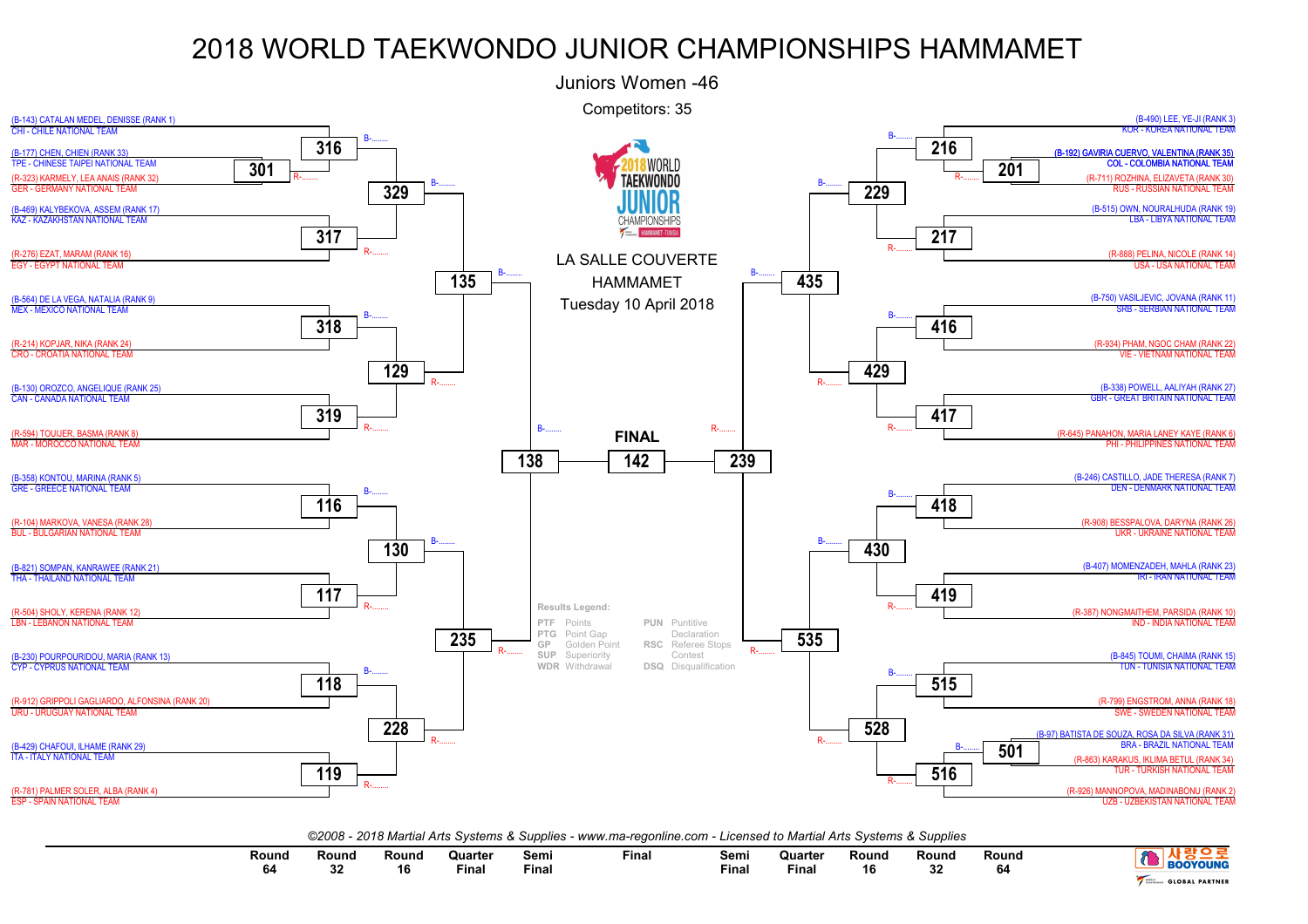# 2018 WORLD TAEKWONDO JUNIOR CHAMPIONSHIPS HAMMAMET

## Juniors Women -46

Competitors: 35

LA SALLE COUVERTE
HAMMAMET
Tuesday 10 April 2018

### Left side of bracket

- Match 316: (B-143) CATALAN MEDEL, DENISSE (RANK 1) – CHI - CHILE NATIONAL TEAM vs winner of Match 301
- Match 301: (B-177) CHEN, CHIEN (RANK 33) – TPE - CHINESE TAIPEI NATIONAL TEAM vs (R-323) KARMELY, LEA ANAIS (RANK 32) – GER - GERMANY NATIONAL TEAM
- Match 317: (B-469) KALYBEKOVA, ASSEM (RANK 17) – KAZ - KAZAKHSTAN NATIONAL TEAM vs (R-276) EZAT, MARAM (RANK 16) – EGY - EGYPT NATIONAL TEAM
- Match 318: (B-564) DE LA VEGA, NATALIA (RANK 9) – MEX - MEXICO NATIONAL TEAM vs (R-214) KOPJAR, NIKA (RANK 24) – CRO - CROATIA NATIONAL TEAM
- Match 319: (B-130) OROZCO, ANGELIQUE (RANK 25) – CAN - CANADA NATIONAL TEAM vs (R-594) TOUIJER, BASMA (RANK 8) – MAR - MOROCCO NATIONAL TEAM
- Match 116: (B-358) KONTOU, MARINA (RANK 5) – GRE - GREECE NATIONAL TEAM vs (R-104) MARKOVA, VANESA (RANK 28) – BUL - BULGARIAN NATIONAL TEAM
- Match 117: (B-821) SOMPAN, KANRAWEE (RANK 21) – THA - THAILAND NATIONAL TEAM vs (R-504) SHOLY, KERENA (RANK 12) – LBN - LEBANON NATIONAL TEAM
- Match 118: (B-230) POURPOURIDOU, MARIA (RANK 13) – CYP - CYPRUS NATIONAL TEAM vs (R-912) GRIPPOLI GAGLIARDO, ALFONSINA (RANK 20) – URU - URUGUAY NATIONAL TEAM
- Match 119: (B-429) CHAFOUI, ILHAME (RANK 29) – ITA - ITALY NATIONAL TEAM vs (R-781) PALMER SOLER, ALBA (RANK 4) – ESP - SPAIN NATIONAL TEAM

Round 16: Match 329 (316 vs 317), Match 129 (318 vs 319), Match 130 (116 vs 117), Match 228 (118 vs 119)

Quarter Final: Match 135 (329 vs 129), Match 235 (130 vs 228)

Semi Final: Match 138 (135 vs 235)

### Right side of bracket

- Match 216: (B-490) LEE, YE-JI (RANK 3) – KOR - KOREA NATIONAL TEAM vs winner of Match 201
- Match 201: (B-192) GAVIRIA CUERVO, VALENTINA (RANK 35) – COL - COLOMBIA NATIONAL TEAM vs (R-711) ROZHINA, ELIZAVETA (RANK 30) – RUS - RUSSIAN NATIONAL TEAM
- Match 217: (B-515) OWN, NOURALHUDA (RANK 19) – LBA - LIBYA NATIONAL TEAM vs (R-888) PELINA, NICOLE (RANK 14) – USA - USA NATIONAL TEAM
- Match 416: (B-750) VASILJEVIC, JOVANA (RANK 11) – SRB - SERBIAN NATIONAL TEAM vs (R-934) PHAM, NGOC CHAM (RANK 22) – VIE - VIETNAM NATIONAL TEAM
- Match 417: (B-338) POWELL, AALIYAH (RANK 27) – GBR - GREAT BRITAIN NATIONAL TEAM vs (R-645) PANAHON, MARIA LANEY KAYE (RANK 6) – PHI - PHILIPPINES NATIONAL TEAM
- Match 418: (B-246) CASTILLO, JADE THERESA (RANK 7) – DEN - DENMARK NATIONAL TEAM vs (R-908) BESSPALOVA, DARYNA (RANK 26) – UKR - UKRAINE NATIONAL TEAM
- Match 419: (B-407) MOMENZADEH, MAHLA (RANK 23) – IRI - IRAN NATIONAL TEAM vs (R-387) NONGMAITHEM, PARSIDA (RANK 10) – IND - INDIA NATIONAL TEAM
- Match 515: (B-845) TOUMI, CHAIMA (RANK 15) – TUN - TUNISIA NATIONAL TEAM vs (R-799) ENGSTROM, ANNA (RANK 18) – SWE - SWEDEN NATIONAL TEAM
- Match 501: (B-97) BATISTA DE SOUZA, ROSA DA SILVA (RANK 31) – BRA - BRAZIL NATIONAL TEAM vs (R-863) KARAKUS, IKLIMA BETUL (RANK 34) – TUR - TURKISH NATIONAL TEAM
- Match 516: winner of Match 501 vs (R-926) MANNOPOVA, MADINABONU (RANK 2) – UZB - UZBEKISTAN NATIONAL TEAM

Round 16: Match 229 (216 vs 217), Match 429 (416 vs 417), Match 430 (418 vs 419), Match 528 (515 vs 516)

Quarter Final: Match 435 (229 vs 429), Match 535 (430 vs 528)

Semi Final: Match 239 (435 vs 535)

### FINAL

Match 142: winner of 138 (B) vs winner of 239 (R)

**Results Legend:**

| Code | Meaning | Code | Meaning |
|---|---|---|---|
| PTF | Points | PUN | Puntitive Declaration |
| PTG | Point Gap | RSC | Referee Stops Contest |
| GP | Golden Point | DSQ | Disqualification |
| SUP | Superiority | | |
| WDR | Withdrawal | | |

*©2008 - 2018 Martial Arts Systems & Supplies - www.ma-regonline.com - Licensed to Martial Arts Systems & Supplies*

Round 64 | Round 32 | Round 16 | Quarter Final | Semi Final | Final | Semi Final | Quarter Final | Round 16 | Round 32 | Round 64

사랑으로 BOOYOUNG – GLOBAL PARTNER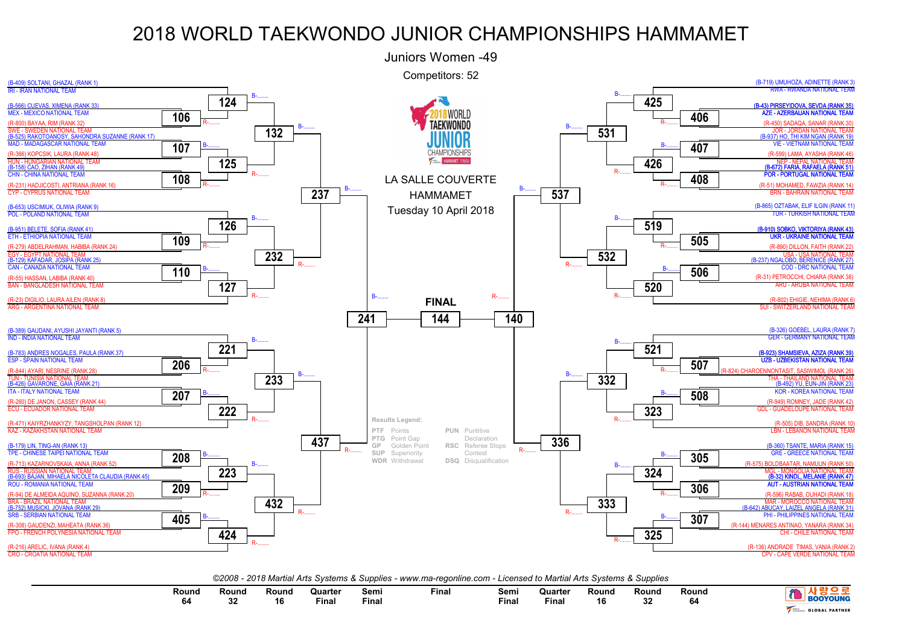# 2018 WORLD TAEKWONDO JUNIOR CHAMPIONSHIPS HAMMAMET

Juniors Women -49

Competitors: 52

LA SALLE COUVERTE

HAMMAMET

Tuesday 10 April 2018

## Left half of bracket

(B-409) SOLTANI, GHAZAL (RANK 1)
IRI - IRAN NATIONAL TEAM

(B-566) CUEVAS, XIMENA (RANK 33)
MEX - MEXICO NATIONAL TEAM

(R-800) BAYAA, RIM (RANK 32)
SWE - SWEDEN NATIONAL TEAM

(B-525) RAKOTOANOSY, SAHONDRA SUZANNE (RANK 17)
MAD - MADAGASCAR NATIONAL TEAM

(R-366) KOPCSIK, LAURA (RANK 48)
HUN - HUNGARIAN NATIONAL TEAM

(B-158) CAO, ZIHAN (RANK 49)
CHN - CHINA NATIONAL TEAM

(R-231) HADJICOSTI, ANTRIANA (RANK 16)
CYP - CYPRUS NATIONAL TEAM

(B-653) USCIMIUK, OLIWIA (RANK 9)
POL - POLAND NATIONAL TEAM

(B-951) BELETE, SOFIA (RANK 41)
ETH - ETHIOPIA NATIONAL TEAM

(R-279) ABDELRAHMAN, HABIBA (RANK 24)
EGY - EGYPT NATIONAL TEAM

(B-129) KAFADAR, JOSIPA (RANK 25)
CAN - CANADA NATIONAL TEAM

(R-55) HASSAN, LABIBA (RANK 40)
BAN - BANGLADESH NATIONAL TEAM

(R-23) DIGILIO, LAURA AILEN (RANK 8)
ARG - ARGENTINA NATIONAL TEAM

(B-389) GAUDANI, AYUSHI JAYANTI (RANK 5)
IND - INDIA NATIONAL TEAM

(B-783) ANDRES NOGALES, PAULA (RANK 37)
ESP - SPAIN NATIONAL TEAM

(R-844) AYARI, NESRINE (RANK 28)
TUN - TUNISIA NATIONAL TEAM

(B-426) GAVARONE, GAIA (RANK 21)
ITA - ITALY NATIONAL TEAM

(R-260) DE JANON, CASSEY (RANK 44)
ECU - ECUADOR NATIONAL TEAM

(R-471) KAIYRZHANKYZY, TANGSHOLPAN (RANK 12)
KAZ - KAZAKHSTAN NATIONAL TEAM

(B-179) LIN, TING-AN (RANK 13)
TPE - CHINESE TAIPEI NATIONAL TEAM

(R-713) KAZARNOVSKAIA, ANNA (RANK 52)
RUS - RUSSIAN NATIONAL TEAM

(B-693) BAJAN, MIHAELA NICOLETA CLAUDIA (RANK 45)
ROU - ROMANIA NATIONAL TEAM

(R-94) DE ALMEIDA AQUINO, SUZANNA (RANK 20)
BRA - BRAZIL NATIONAL TEAM

(B-752) MUSICKI, JOVANA (RANK 29)
SRB - SERBIAN NATIONAL TEAM

(R-308) GAUDENZI, MAHEATA (RANK 36)
FPO - FRENCH POLYNESIA NATIONAL TEAM

(R-216) ARELIC, IVANA (RANK 4)
CRO - CROATIA NATIONAL TEAM

Round of 64 matches: 106, 107, 108, 109, 110, 206, 207, 208, 209, 405

Round of 32 matches: 124, 125, 126, 127, 221, 222, 223, 424

Round of 16 matches: 132, 232, 233, 432

Quarter Final matches: 237, 437

Semi Final match: 241

## Final

FINAL: 144

## Right half of bracket

(B-719) UMUHOZA, ADINETTE (RANK 3)
RWA - RWANDA NATIONAL TEAM

(B-43) PIRSEYIDOVA, SEVDA (RANK 35)
AZE - AZERBAIJAN NATIONAL TEAM

(R-450) SADAQA, SANAR (RANK 30)
JOR - JORDAN NATIONAL TEAM

(B-937) HO, THI KIM NGAN (RANK 19)
VIE - VIETNAM NATIONAL TEAM

(R-599) LAMA, AYASHA (RANK 46)
NEP - NEPAL NATIONAL TEAM

(B-672) FARIA, RAFAELA (RANK 51)
POR - PORTUGAL NATIONAL TEAM

(R-51) MOHAMED, FAWZIA (RANK 14)
BRN - BAHRAIN NATIONAL TEAM

(B-865) OZTABAK, ELIF ILGIN (RANK 11)
TUR - TURKISH NATIONAL TEAM

(B-910) SOBKO, VIKTORIYA (RANK 43)
UKR - UKRAINE NATIONAL TEAM

(R-890) DILLON, FAITH (RANK 22)
USA - USA NATIONAL TEAM

(B-237) NGALOBO, BERENICE (RANK 27)
COD - DRC NATIONAL TEAM

(R-31) PETROCCHI, CHIARA (RANK 38)
ARU - ARUBA NATIONAL TEAM

(R-802) EHIGIE, NEHIMA (RANK 6)
SUI - SWITZERLAND NATIONAL TEAM

(B-326) GOEBEL, LAURA (RANK 7)
GER - GERMANY NATIONAL TEAM

(B-923) SHAMSIEVA, AZIZA (RANK 39)
UZB - UZBEKISTAN NATIONAL TEAM

(R-824) CHAROENNONTASIT, SASIWIMOL (RANK 26)
THA - THAILAND NATIONAL TEAM

(B-492) YU, EUN-JIN (RANK 23)
KOR - KOREA NATIONAL TEAM

(R-949) ROMNEY, JADE (RANK 42)
GDL - GUADELOUPE NATIONAL TEAM

(R-505) DIB, SANDRA (RANK 10)
LBN - LEBANON NATIONAL TEAM

(B-360) TSANTE, MARIA (RANK 15)
GRE - GREECE NATIONAL TEAM

(R-575) BOLDBAATAR, NAMUUN (RANK 50)
MGL - MONGOLIA NATIONAL TEAM

(B-32) KINDL, MELANIE (RANK 47)
AUT - AUSTRIAN NATIONAL TEAM

(R-596) RABAB, OUHADI (RANK 18)
MAR - MOROCCO NATIONAL TEAM

(B-642) ABUCAY, LAIZEL ANGELA (RANK 31)
PHI - PHILIPPINES NATIONAL TEAM

(R-144) MENARES ANTINAO, YANARA (RANK 34)
CHI - CHILE NATIONAL TEAM

(R-136) ANDRADE TIMAS, VANIA (RANK 2)
CPV - CAPE VERDE NATIONAL TEAM

Round of 64 matches: 406, 407, 408, 505, 506, 507, 508, 305, 306, 307

Round of 32 matches: 425, 426, 519, 520, 521, 323, 324, 325

Round of 16 matches: 531, 532, 332, 333

Quarter Final matches: 537, 336

Semi Final match: 140

## Results Legend:

| | | | |
|---|---|---|---|
| PTF | Points | PUN | Puntitive Declaration |
| PTG | Point Gap | RSC | Referee Stops Contest |
| GP | Golden Point | DSQ | Disqualification |
| SUP | Superiority | | |
| WDR | Withdrawal | | |

*©2008 - 2018 Martial Arts Systems & Supplies - www.ma-regonline.com - Licensed to Martial Arts Systems & Supplies*

Round 64 | Round 32 | Round 16 | Quarter Final | Semi Final | Final | Semi Final | Quarter Final | Round 16 | Round 32 | Round 64

사랑으로 BOOYOUNG

GLOBAL PARTNER